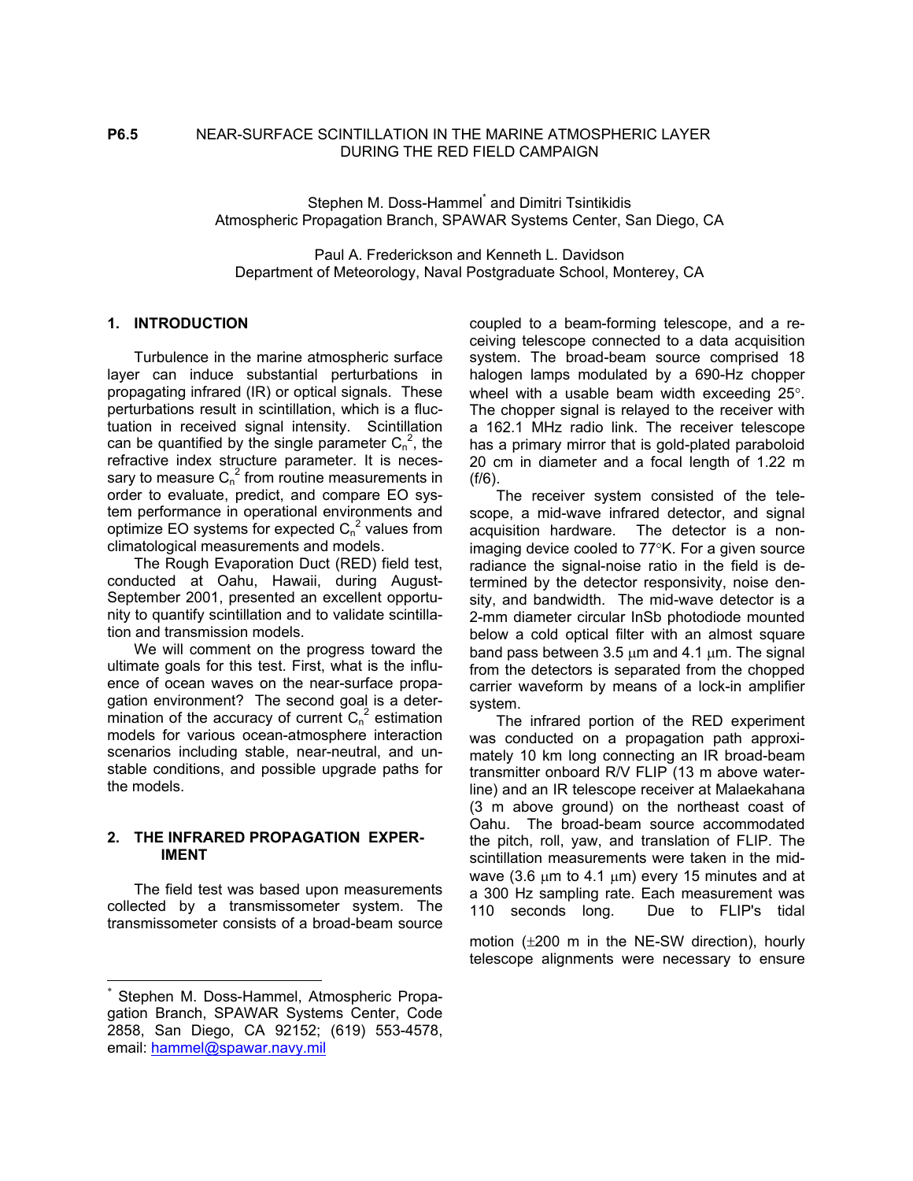**P6.5** NEAR-SURFACE SCINTILLATION IN THE MARINE ATMOSPHERIC LAYER DURING THE RED FIELD CAMPAIGN

Stephen M. Doss-Hammel* and Dimitri Tsintikidis
Atmospheric Propagation Branch, SPAWAR Systems Center, San Diego, CA

Paul A. Frederickson and Kenneth L. Davidson
Department of Meteorology, Naval Postgraduate School, Monterey, CA

## 1. INTRODUCTION

Turbulence in the marine atmospheric surface layer can induce substantial perturbations in propagating infrared (IR) or optical signals. These perturbations result in scintillation, which is a fluctuation in received signal intensity. Scintillation can be quantified by the single parameter $C_n^2$, the refractive index structure parameter. It is necessary to measure $C_n^2$ from routine measurements in order to evaluate, predict, and compare EO system performance in operational environments and optimize EO systems for expected $C_n^2$ values from climatological measurements and models.

The Rough Evaporation Duct (RED) field test, conducted at Oahu, Hawaii, during August-September 2001, presented an excellent opportunity to quantify scintillation and to validate scintillation and transmission models.

We will comment on the progress toward the ultimate goals for this test. First, what is the influence of ocean waves on the near-surface propagation environment? The second goal is a determination of the accuracy of current $C_n^2$ estimation models for various ocean-atmosphere interaction scenarios including stable, near-neutral, and unstable conditions, and possible upgrade paths for the models.

## 2. THE INFRARED PROPAGATION EXPERIMENT

The field test was based upon measurements collected by a transmissometer system. The transmissometer consists of a broad-beam source coupled to a beam-forming telescope, and a receiving telescope connected to a data acquisition system. The broad-beam source comprised 18 halogen lamps modulated by a 690-Hz chopper wheel with a usable beam width exceeding 25°. The chopper signal is relayed to the receiver with a 162.1 MHz radio link. The receiver telescope has a primary mirror that is gold-plated paraboloid 20 cm in diameter and a focal length of 1.22 m (f/6).

The receiver system consisted of the telescope, a mid-wave infrared detector, and signal acquisition hardware. The detector is a non-imaging device cooled to 77°K. For a given source radiance the signal-noise ratio in the field is determined by the detector responsivity, noise density, and bandwidth. The mid-wave detector is a 2-mm diameter circular InSb photodiode mounted below a cold optical filter with an almost square band pass between 3.5 μm and 4.1 μm. The signal from the detectors is separated from the chopped carrier waveform by means of a lock-in amplifier system.

The infrared portion of the RED experiment was conducted on a propagation path approximately 10 km long connecting an IR broad-beam transmitter onboard R/V FLIP (13 m above waterline) and an IR telescope receiver at Malaekahana (3 m above ground) on the northeast coast of Oahu. The broad-beam source accommodated the pitch, roll, yaw, and translation of FLIP. The scintillation measurements were taken in the mid-wave (3.6 μm to 4.1 μm) every 15 minutes and at a 300 Hz sampling rate. Each measurement was 110 seconds long. Due to FLIP's tidal motion (±200 m in the NE-SW direction), hourly telescope alignments were necessary to ensure

---

* Stephen M. Doss-Hammel, Atmospheric Propagation Branch, SPAWAR Systems Center, Code 2858, San Diego, CA 92152; (619) 553-4578, email: hammel@spawar.navy.mil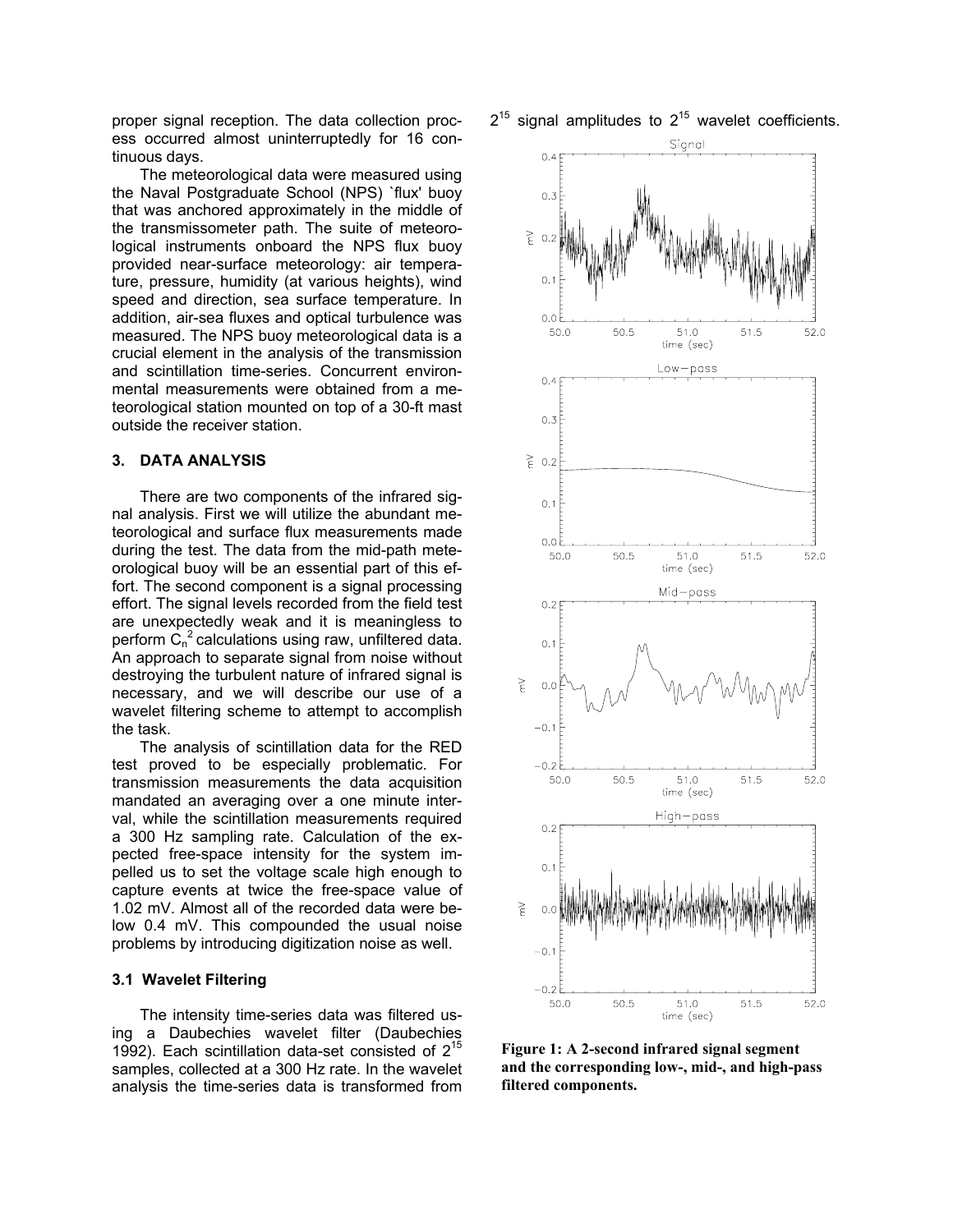proper signal reception. The data collection process occurred almost uninterruptedly for 16 continuous days.

The meteorological data were measured using the Naval Postgraduate School (NPS) `flux' buoy that was anchored approximately in the middle of the transmissometer path. The suite of meteorological instruments onboard the NPS flux buoy provided near-surface meteorology: air temperature, pressure, humidity (at various heights), wind speed and direction, sea surface temperature. In addition, air-sea fluxes and optical turbulence was measured. The NPS buoy meteorological data is a crucial element in the analysis of the transmission and scintillation time-series. Concurrent environmental measurements were obtained from a meteorological station mounted on top of a 30-ft mast outside the receiver station.

## 3. DATA ANALYSIS

There are two components of the infrared signal analysis. First we will utilize the abundant meteorological and surface flux measurements made during the test. The data from the mid-path meteorological buoy will be an essential part of this effort. The second component is a signal processing effort. The signal levels recorded from the field test are unexpectedly weak and it is meaningless to perform $C_n^2$ calculations using raw, unfiltered data. An approach to separate signal from noise without destroying the turbulent nature of infrared signal is necessary, and we will describe our use of a wavelet filtering scheme to attempt to accomplish the task.

The analysis of scintillation data for the RED test proved to be especially problematic. For transmission measurements the data acquisition mandated an averaging over a one minute interval, while the scintillation measurements required a 300 Hz sampling rate. Calculation of the expected free-space intensity for the system impelled us to set the voltage scale high enough to capture events at twice the free-space value of 1.02 mV. Almost all of the recorded data were below 0.4 mV. This compounded the usual noise problems by introducing digitization noise as well.

### 3.1 Wavelet Filtering

The intensity time-series data was filtered using a Daubechies wavelet filter (Daubechies 1992). Each scintillation data-set consisted of $2^{15}$ samples, collected at a 300 Hz rate. In the wavelet analysis the time-series data is transformed from $2^{15}$ signal amplitudes to $2^{15}$ wavelet coefficients.

**Figure 1: A 2-second infrared signal segment and the corresponding low-, mid-, and high-pass filtered components.**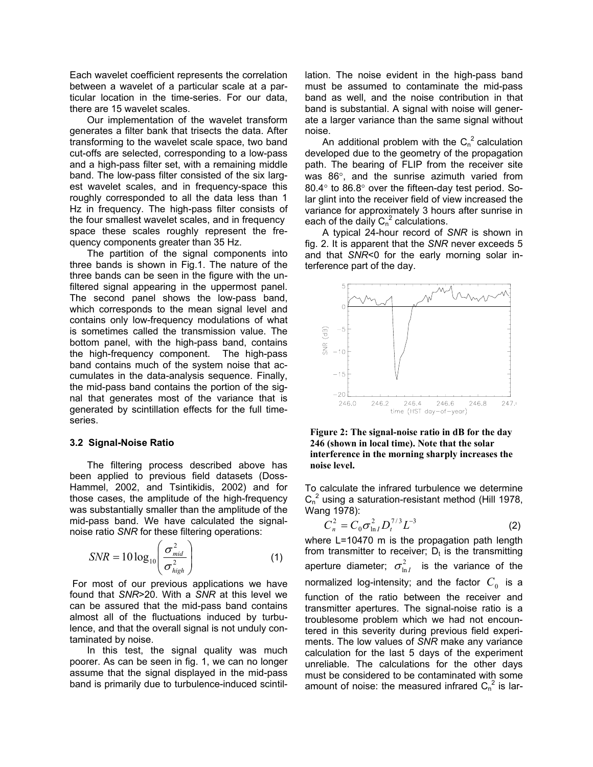Each wavelet coefficient represents the correlation between a wavelet of a particular scale at a particular location in the time-series. For our data, there are 15 wavelet scales.

Our implementation of the wavelet transform generates a filter bank that trisects the data. After transforming to the wavelet scale space, two band cut-offs are selected, corresponding to a low-pass and a high-pass filter set, with a remaining middle band. The low-pass filter consisted of the six largest wavelet scales, and in frequency-space this roughly corresponded to all the data less than 1 Hz in frequency. The high-pass filter consists of the four smallest wavelet scales, and in frequency space these scales roughly represent the frequency components greater than 35 Hz.

The partition of the signal components into three bands is shown in Fig.1. The nature of the three bands can be seen in the figure with the unfiltered signal appearing in the uppermost panel. The second panel shows the low-pass band, which corresponds to the mean signal level and contains only low-frequency modulations of what is sometimes called the transmission value. The bottom panel, with the high-pass band, contains the high-frequency component. The high-pass band contains much of the system noise that accumulates in the data-analysis sequence. Finally, the mid-pass band contains the portion of the signal that generates most of the variance that is generated by scintillation effects for the full time-series.

### 3.2 Signal-Noise Ratio

The filtering process described above has been applied to previous field datasets (Doss-Hammel, 2002, and Tsintikidis, 2002) and for those cases, the amplitude of the high-frequency was substantially smaller than the amplitude of the mid-pass band. We have calculated the signal-noise ratio *SNR* for these filtering operations:

$$SNR = 10\log_{10}\left(\frac{\sigma^2_{mid}}{\sigma^2_{high}}\right) \tag{1}$$

For most of our previous applications we have found that *SNR*>20. With a *SNR* at this level we can be assured that the mid-pass band contains almost all of the fluctuations induced by turbulence, and that the overall signal is not unduly contaminated by noise.

In this test, the signal quality was much poorer. As can be seen in fig. 1, we can no longer assume that the signal displayed in the mid-pass band is primarily due to turbulence-induced scintillation. The noise evident in the high-pass band must be assumed to contaminate the mid-pass band as well, and the noise contribution in that band is substantial. A signal with noise will generate a larger variance than the same signal without noise.

An additional problem with the $C_n^2$ calculation developed due to the geometry of the propagation path. The bearing of FLIP from the receiver site was 86°, and the sunrise azimuth varied from 80.4° to 86.8° over the fifteen-day test period. Solar glint into the receiver field of view increased the variance for approximately 3 hours after sunrise in each of the daily $C_n^2$ calculations.

A typical 24-hour record of *SNR* is shown in fig. 2. It is apparent that the *SNR* never exceeds 5 and that *SNR*<0 for the early morning solar interference part of the day.

**Figure 2: The signal-noise ratio in dB for the day 246 (shown in local time). Note that the solar interference in the morning sharply increases the noise level.**

To calculate the infrared turbulence we determine $C_n^2$ using a saturation-resistant method (Hill 1978, Wang 1978):

$$C_n^2 = C_0 \sigma^2_{\ln I} D_t^{7/3} L^{-3} \tag{2}$$

where L=10470 m is the propagation path length from transmitter to receiver; $D_t$ is the transmitting aperture diameter; $\sigma^2_{\ln I}$ is the variance of the normalized log-intensity; and the factor $C_0$ is a function of the ratio between the receiver and transmitter apertures. The signal-noise ratio is a troublesome problem which we had not encountered in this severity during previous field experiments. The low values of *SNR* make any variance calculation for the last 5 days of the experiment unreliable. The calculations for the other days must be considered to be contaminated with some amount of noise: the measured infrared $C_n^2$ is lar-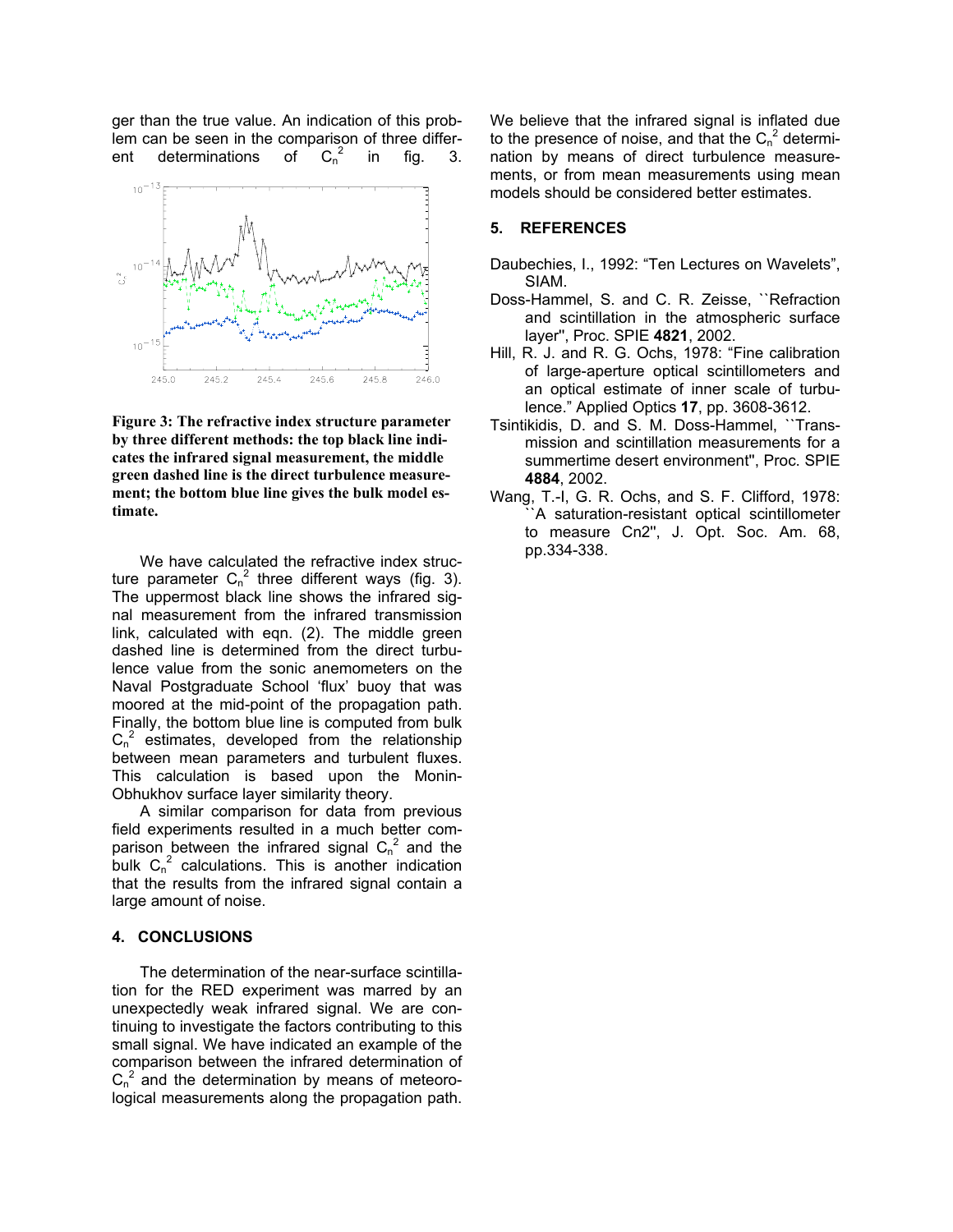ger than the true value. An indication of this problem can be seen in the comparison of three different determinations of $C_n^2$ in fig. 3.

$10^{-13}$
$10^{-14}$
$10^{-15}$
$C_n^2$
245.0 245.2 245.4 245.6 245.8 246.0

**Figure 3: The refractive index structure parameter by three different methods: the top black line indicates the infrared signal measurement, the middle green dashed line is the direct turbulence measurement; the bottom blue line gives the bulk model estimate.**

We have calculated the refractive index structure parameter $C_n^2$ three different ways (fig. 3). The uppermost black line shows the infrared signal measurement from the infrared transmission link, calculated with eqn. (2). The middle green dashed line is determined from the direct turbulence value from the sonic anemometers on the Naval Postgraduate School 'flux' buoy that was moored at the mid-point of the propagation path. Finally, the bottom blue line is computed from bulk $C_n^2$ estimates, developed from the relationship between mean parameters and turbulent fluxes. This calculation is based upon the Monin-Obhukhov surface layer similarity theory.

A similar comparison for data from previous field experiments resulted in a much better comparison between the infrared signal $C_n^2$ and the bulk $C_n^2$ calculations. This is another indication that the results from the infrared signal contain a large amount of noise.

## 4. CONCLUSIONS

The determination of the near-surface scintillation for the RED experiment was marred by an unexpectedly weak infrared signal. We are continuing to investigate the factors contributing to this small signal. We have indicated an example of the comparison between the infrared determination of $C_n^2$ and the determination by means of meteorological measurements along the propagation path. We believe that the infrared signal is inflated due to the presence of noise, and that the $C_n^2$ determination by means of direct turbulence measurements, or from mean measurements using mean models should be considered better estimates.

## 5. REFERENCES

Daubechies, I., 1992: "Ten Lectures on Wavelets", SIAM.

Doss-Hammel, S. and C. R. Zeisse, ``Refraction and scintillation in the atmospheric surface layer'', Proc. SPIE **4821**, 2002.

Hill, R. J. and R. G. Ochs, 1978: "Fine calibration of large-aperture optical scintillometers and an optical estimate of inner scale of turbulence." Applied Optics **17**, pp. 3608-3612.

Tsintikidis, D. and S. M. Doss-Hammel, ``Transmission and scintillation measurements for a summertime desert environment'', Proc. SPIE **4884**, 2002.

Wang, T.-I, G. R. Ochs, and S. F. Clifford, 1978: ``A saturation-resistant optical scintillometer to measure Cn2'', J. Opt. Soc. Am. 68, pp.334-338.